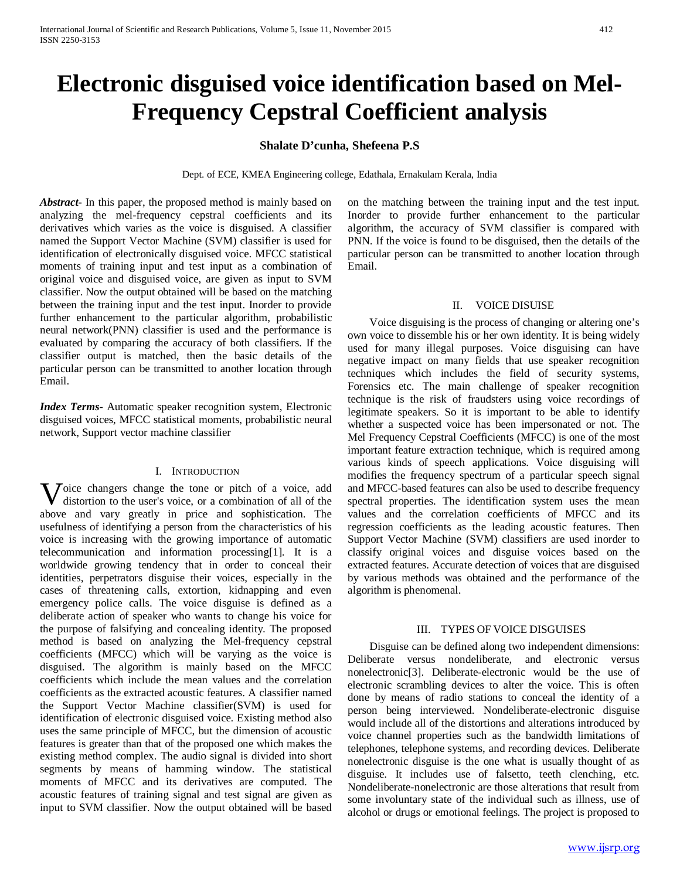# Electronic disguised voice identification based on Mel-Frequency Cepstral Coefficient analysis

**Shalate D'cunha, Shefeena P.S**

Dept. of ECE, KMEA Engineering college, Edathala, Ernakulam Kerala, India

***Abstract-*** In this paper, the proposed method is mainly based on analyzing the mel-frequency cepstral coefficients and its derivatives which varies as the voice is disguised. A classifier named the Support Vector Machine (SVM) classifier is used for identification of electronically disguised voice. MFCC statistical moments of training input and test input as a combination of original voice and disguised voice, are given as input to SVM classifier. Now the output obtained will be based on the matching between the training input and the test input. Inorder to provide further enhancement to the particular algorithm, probabilistic neural network(PNN) classifier is used and the performance is evaluated by comparing the accuracy of both classifiers. If the classifier output is matched, then the basic details of the particular person can be transmitted to another location through Email.

***Index Terms*-** Automatic speaker recognition system, Electronic disguised voices, MFCC statistical moments, probabilistic neural network, Support vector machine classifier

## I. Introduction

Voice changers change the tone or pitch of a voice, add distortion to the user's voice, or a combination of all of the above and vary greatly in price and sophistication. The usefulness of identifying a person from the characteristics of his voice is increasing with the growing importance of automatic telecommunication and information processing[1]. It is a worldwide growing tendency that in order to conceal their identities, perpetrators disguise their voices, especially in the cases of threatening calls, extortion, kidnapping and even emergency police calls. The voice disguise is defined as a deliberate action of speaker who wants to change his voice for the purpose of falsifying and concealing identity. The proposed method is based on analyzing the Mel-frequency cepstral coefficients (MFCC) which will be varying as the voice is disguised. The algorithm is mainly based on the MFCC coefficients which include the mean values and the correlation coefficients as the extracted acoustic features. A classifier named the Support Vector Machine classifier(SVM) is used for identification of electronic disguised voice. Existing method also uses the same principle of MFCC, but the dimension of acoustic features is greater than that of the proposed one which makes the existing method complex. The audio signal is divided into short segments by means of hamming window. The statistical moments of MFCC and its derivatives are computed. The acoustic features of training signal and test signal are given as input to SVM classifier. Now the output obtained will be based on the matching between the training input and the test input. Inorder to provide further enhancement to the particular algorithm, the accuracy of SVM classifier is compared with PNN. If the voice is found to be disguised, then the details of the particular person can be transmitted to another location through Email.

## II. Voice Disuise

Voice disguising is the process of changing or altering one's own voice to dissemble his or her own identity. It is being widely used for many illegal purposes. Voice disguising can have negative impact on many fields that use speaker recognition techniques which includes the field of security systems, Forensics etc. The main challenge of speaker recognition technique is the risk of fraudsters using voice recordings of legitimate speakers. So it is important to be able to identify whether a suspected voice has been impersonated or not. The Mel Frequency Cepstral Coefficients (MFCC) is one of the most important feature extraction technique, which is required among various kinds of speech applications. Voice disguising will modifies the frequency spectrum of a particular speech signal and MFCC-based features can also be used to describe frequency spectral properties. The identification system uses the mean values and the correlation coefficients of MFCC and its regression coefficients as the leading acoustic features. Then Support Vector Machine (SVM) classifiers are used inorder to classify original voices and disguise voices based on the extracted features. Accurate detection of voices that are disguised by various methods was obtained and the performance of the algorithm is phenomenal.

## III. Types of Voice Disguises

Disguise can be defined along two independent dimensions: Deliberate versus nondeliberate, and electronic versus nonelectronic[3]. Deliberate-electronic would be the use of electronic scrambling devices to alter the voice. This is often done by means of radio stations to conceal the identity of a person being interviewed. Nondeliberate-electronic disguise would include all of the distortions and alterations introduced by voice channel properties such as the bandwidth limitations of telephones, telephone systems, and recording devices. Deliberate nonelectronic disguise is the one what is usually thought of as disguise. It includes use of falsetto, teeth clenching, etc. Nondeliberate-nonelectronic are those alterations that result from some involuntary state of the individual such as illness, use of alcohol or drugs or emotional feelings. The project is proposed to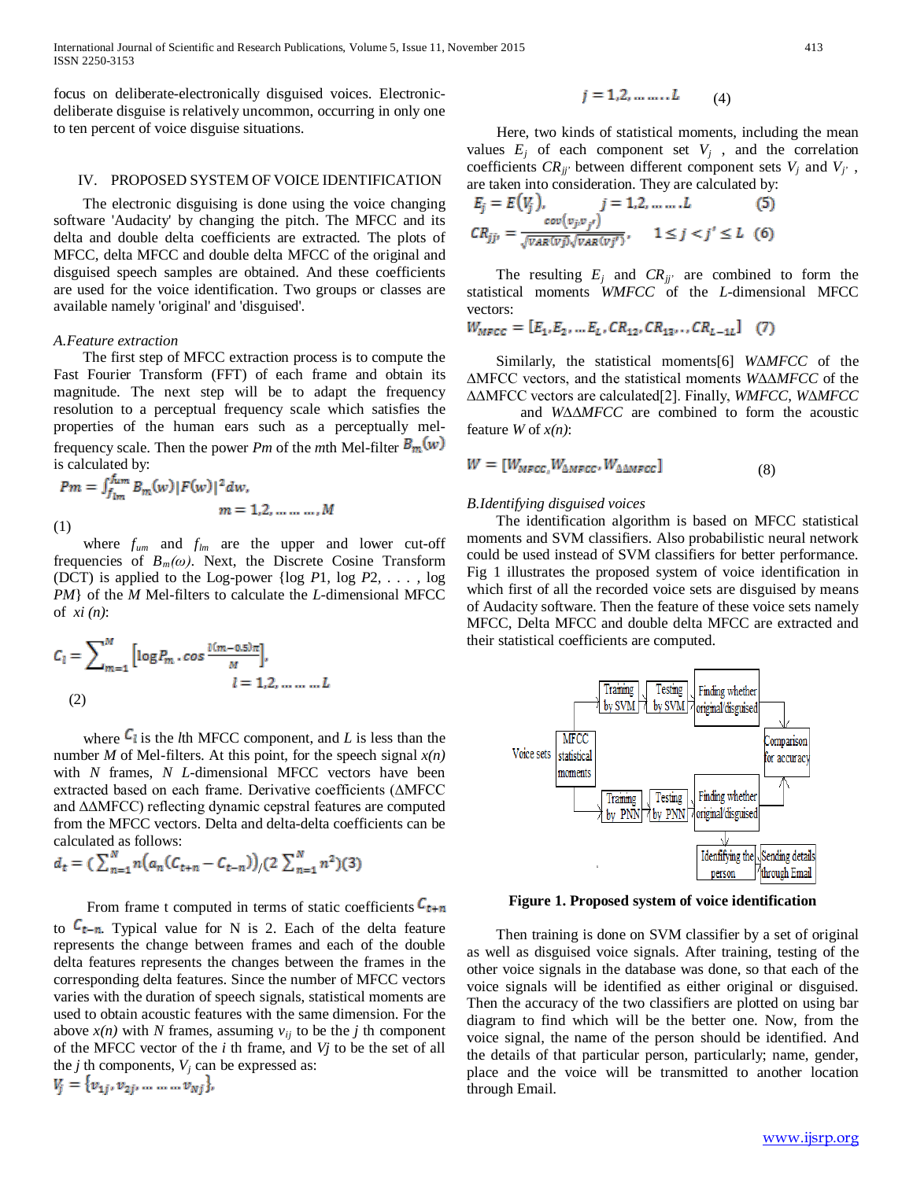focus on deliberate-electronically disguised voices. Electronic-deliberate disguise is relatively uncommon, occurring in only one to ten percent of voice disguise situations.

## IV. PROPOSED SYSTEM OF VOICE IDENTIFICATION

The electronic disguising is done using the voice changing software 'Audacity' by changing the pitch. The MFCC and its delta and double delta coefficients are extracted. The plots of MFCC, delta MFCC and double delta MFCC of the original and disguised speech samples are obtained. And these coefficients are used for the voice identification. Two groups or classes are available namely 'original' and 'disguised'.

### A.Feature extraction

The first step of MFCC extraction process is to compute the Fast Fourier Transform (FFT) of each frame and obtain its magnitude. The next step will be to adapt the frequency resolution to a perceptual frequency scale which satisfies the properties of the human ears such as a perceptually mel-frequency scale. Then the power *Pm* of the *m*th Mel-filter $B_m(w)$ is calculated by:

$$Pm = \int_{f_{lm}}^{f_{um}} B_m(w)|F(w)|^2 dw, \quad m = 1,2,\ldots\ldots,M \quad (1)$$

where $f_{um}$ and $f_{lm}$ are the upper and lower cut-off frequencies of $B_m(\omega)$. Next, the Discrete Cosine Transform (DCT) is applied to the Log-power {log *P*1, log *P*2, . . . , log *PM*} of the *M* Mel-filters to calculate the *L*-dimensional MFCC of *xi (n)*:

$$C_l = \sum_{m=1}^{M} \left[\log P_m . \cos\frac{l(m-0.5)\pi}{M}\right], \quad l = 1,2,\ldots\ldots L \quad (2)$$

where $C_l$ is the *l*th MFCC component, and *L* is less than the number *M* of Mel-filters. At this point, for the speech signal *x(n)* with *N* frames, *N* *L*-dimensional MFCC vectors have been extracted based on each frame. Derivative coefficients (ΔMFCC and ΔΔMFCC) reflecting dynamic cepstral features are computed from the MFCC vectors. Delta and delta-delta coefficients can be calculated as follows:

$$d_t = \left(\sum_{n=1}^{N} n\left(a_n(C_{t+n} - C_{t-n})\right)\right) / \left(2\sum_{n=1}^{N} n^2\right) \quad (3)$$

From frame t computed in terms of static coefficients $C_{t+n}$ to $C_{t-n}$. Typical value for N is 2. Each of the delta feature represents the change between frames and each of the double delta features represents the changes between the frames in the corresponding delta features. Since the number of MFCC vectors varies with the duration of speech signals, statistical moments are used to obtain acoustic features with the same dimension. For the above *x(n)* with *N* frames, assuming $v_{ij}$ to be the *j* th component of the MFCC vector of the *i* th frame, and *Vj* to be the set of all the *j* th components, $V_j$ can be expressed as:

$$V_j = \{v_{1j}, v_{2j}, \ldots\ldots v_{Nj}\}, \quad j = 1,2,\ldots\ldots L \quad (4)$$

Here, two kinds of statistical moments, including the mean values $E_j$ of each component set $V_j$, and the correlation coefficients $CR_{jj'}$ between different component sets $V_j$ and $V_{j'}$, are taken into consideration. They are calculated by:

$$E_j = E(V_j), \quad j = 1,2,\ldots\ldots L \quad (5)$$

$$CR_{jj'} = \frac{cov(v_j, v_{j'})}{\sqrt{VAR(vj)}\sqrt{VAR(vj')}}, \quad 1 \le j < j' \le L \quad (6)$$

The resulting $E_j$ and $CR_{jj'}$ are combined to form the statistical moments *WMFCC* of the *L*-dimensional MFCC vectors:

$$W_{MFCC} = [E_1, E_2, \ldots E_L, CR_{12}, CR_{13}, \ldots, CR_{L-1L}] \quad (7)$$

Similarly, the statistical moments[6] *WΔMFCC* of the ΔMFCC vectors, and the statistical moments *WΔΔMFCC* of the ΔΔMFCC vectors are calculated[2]. Finally, *WMFCC*, *WΔMFCC* and *WΔΔMFCC* are combined to form the acoustic feature *W* of *x(n)*:

$$W = [W_{MFCC}, W_{\Delta MFCC}, W_{\Delta\Delta MFCC}] \quad (8)$$

### B.Identifying disguised voices

The identification algorithm is based on MFCC statistical moments and SVM classifiers. Also probabilistic neural network could be used instead of SVM classifiers for better performance. Fig 1 illustrates the proposed system of voice identification in which first of all the recorded voice sets are disguised by means of Audacity software. Then the feature of these voice sets namely MFCC, Delta MFCC and double delta MFCC are extracted and their statistical coefficients are computed.

Voice sets
MFCC statistical moments
Training by SVM
Testing by SVM
Finding whether original/disguised
Training by PNN
Testing by PNN
Finding whether original/disguised
Comparison for accuracy
Identifying the person
Sending details through Email

**Figure 1. Proposed system of voice identification**

Then training is done on SVM classifier by a set of original as well as disguised voice signals. After training, testing of the other voice signals in the database was done, so that each of the voice signals will be identified as either original or disguised. Then the accuracy of the two classifiers are plotted on using bar diagram to find which will be the better one. Now, from the voice signal, the name of the person should be identified. And the details of that particular person, particularly; name, gender, place and the voice will be transmitted to another location through Email.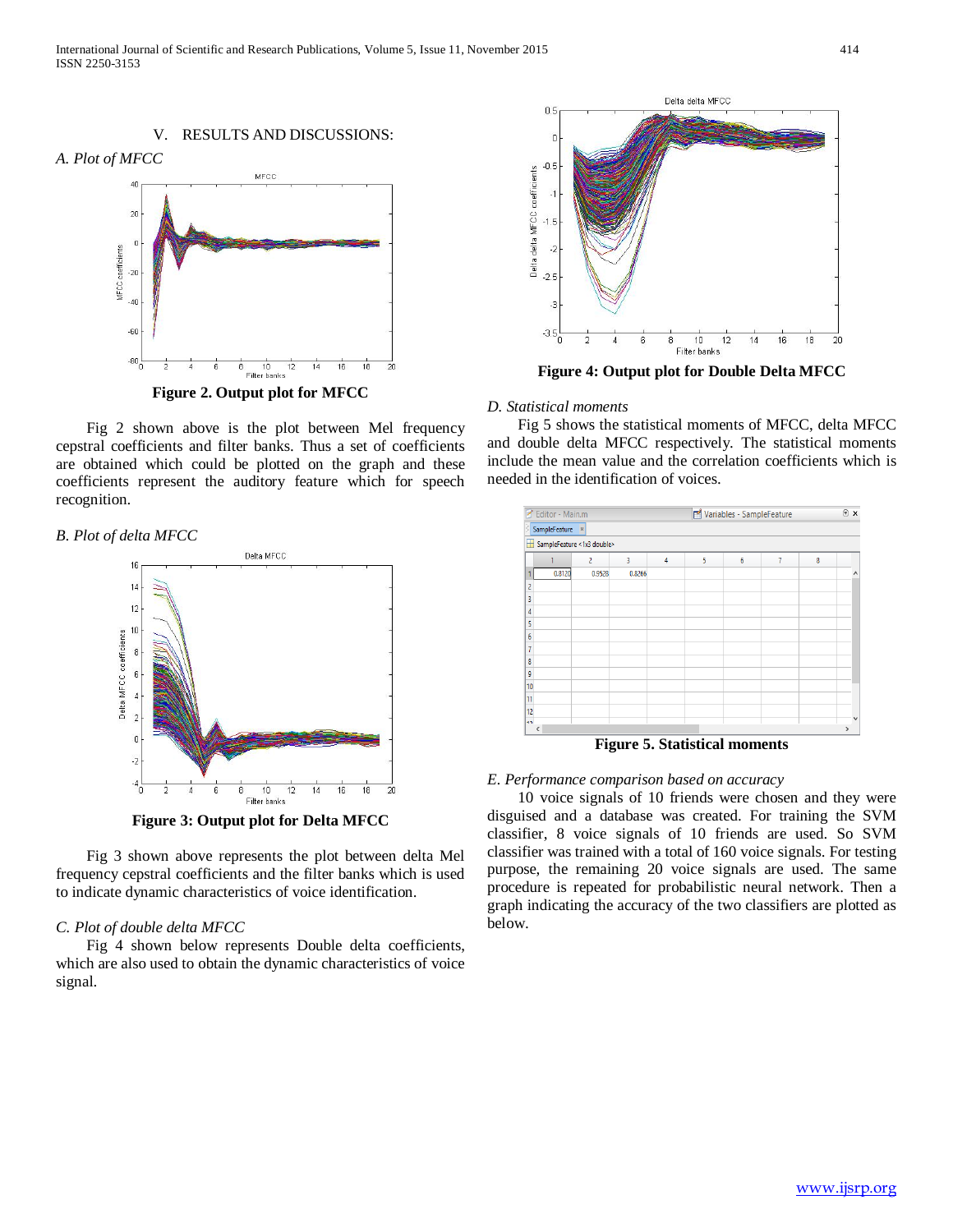## V. RESULTS AND DISCUSSIONS:

### *A. Plot of MFCC*

MFCC

MFCC coefficients

Filter banks

**Figure 2. Output plot for MFCC**

Fig 2 shown above is the plot between Mel frequency cepstral coefficients and filter banks. Thus a set of coefficients are obtained which could be plotted on the graph and these coefficients represent the auditory feature which for speech recognition.

### *B. Plot of delta MFCC*

Delta MFCC

Delta MFCC coefficients

Filter banks

**Figure 3: Output plot for Delta MFCC**

Fig 3 shown above represents the plot between delta Mel frequency cepstral coefficients and the filter banks which is used to indicate dynamic characteristics of voice identification.

### *C. Plot of double delta MFCC*

Fig 4 shown below represents Double delta coefficients, which are also used to obtain the dynamic characteristics of voice signal.

Delta delta MFCC

Delta delta MFCC coefficients

Filter banks

**Figure 4: Output plot for Double Delta MFCC**

### *D. Statistical moments*

Fig 5 shows the statistical moments of MFCC, delta MFCC and double delta MFCC respectively. The statistical moments include the mean value and the correlation coefficients which is needed in the identification of voices.

Editor - Main.m

Variables - SampleFeature

SampleFeature <1x3 double>

| | 1 | 2 | 3 | 4 | 5 | 6 | 7 | 8 |
|---|---|---|---|---|---|---|---|---|
| 1 | 0.8120 | 0.9528 | 0.8266 | | | | | |

**Figure 5. Statistical moments**

### *E. Performance comparison based on accuracy*

10 voice signals of 10 friends were chosen and they were disguised and a database was created. For training the SVM classifier, 8 voice signals of 10 friends are used. So SVM classifier was trained with a total of 160 voice signals. For testing purpose, the remaining 20 voice signals are used. The same procedure is repeated for probabilistic neural network. Then a graph indicating the accuracy of the two classifiers are plotted as below.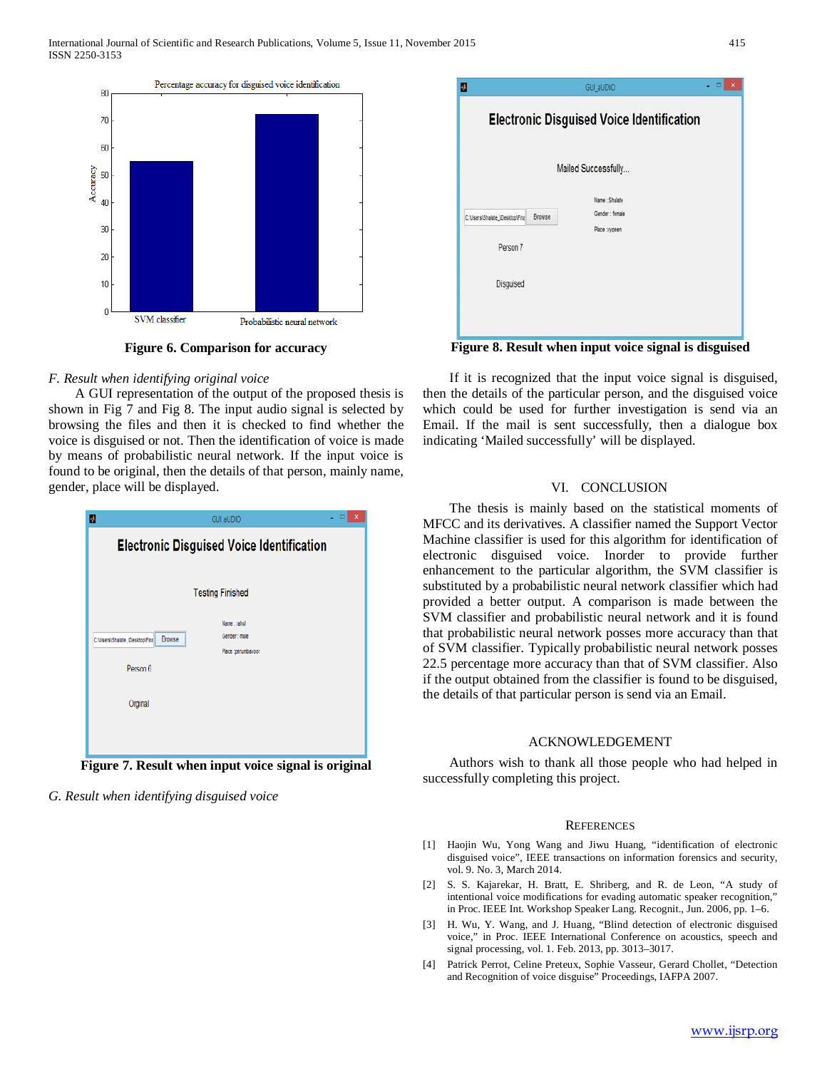Figure 6. Comparison for accuracy

*F. Result when identifying original voice*

A GUI representation of the output of the proposed thesis is shown in Fig 7 and Fig 8. The input audio signal is selected by browsing the files and then it is checked to find whether the voice is disguised or not. Then the identification of voice is made by means of probabilistic neural network. If the input voice is found to be original, then the details of that person, mainly name, gender, place will be displayed.

Figure 7. Result when input voice signal is original

*G. Result when identifying disguised voice*

Figure 8. Result when input voice signal is disguised

If it is recognized that the input voice signal is disguised, then the details of the particular person, and the disguised voice which could be used for further investigation is send via an Email. If the mail is sent successfully, then a dialogue box indicating 'Mailed successfully' will be displayed.

## VI. CONCLUSION

The thesis is mainly based on the statistical moments of MFCC and its derivatives. A classifier named the Support Vector Machine classifier is used for this algorithm for identification of electronic disguised voice. Inorder to provide further enhancement to the particular algorithm, the SVM classifier is substituted by a probabilistic neural network classifier which had provided a better output. A comparison is made between the SVM classifier and probabilistic neural network and it is found that probabilistic neural network posses more accuracy than that of SVM classifier. Typically probabilistic neural network posses 22.5 percentage more accuracy than that of SVM classifier. Also if the output obtained from the classifier is found to be disguised, the details of that particular person is send via an Email.

## ACKNOWLEDGEMENT

Authors wish to thank all those people who had helped in successfully completing this project.

## REFERENCES

[1] Haojin Wu, Yong Wang and Jiwu Huang, "identification of electronic disguised voice", IEEE transactions on information forensics and security, vol. 9. No. 3, March 2014.

[2] S. S. Kajarekar, H. Bratt, E. Shriberg, and R. de Leon, "A study of intentional voice modifications for evading automatic speaker recognition," in Proc. IEEE Int. Workshop Speaker Lang. Recognit., Jun. 2006, pp. 1–6.

[3] H. Wu, Y. Wang, and J. Huang, "Blind detection of electronic disguised voice," in Proc. IEEE International Conference on acoustics, speech and signal processing, vol. 1. Feb. 2013, pp. 3013–3017.

[4] Patrick Perrot, Celine Preteux, Sophie Vasseur, Gerard Chollet, "Detection and Recognition of voice disguise" Proceedings, IAFPA 2007.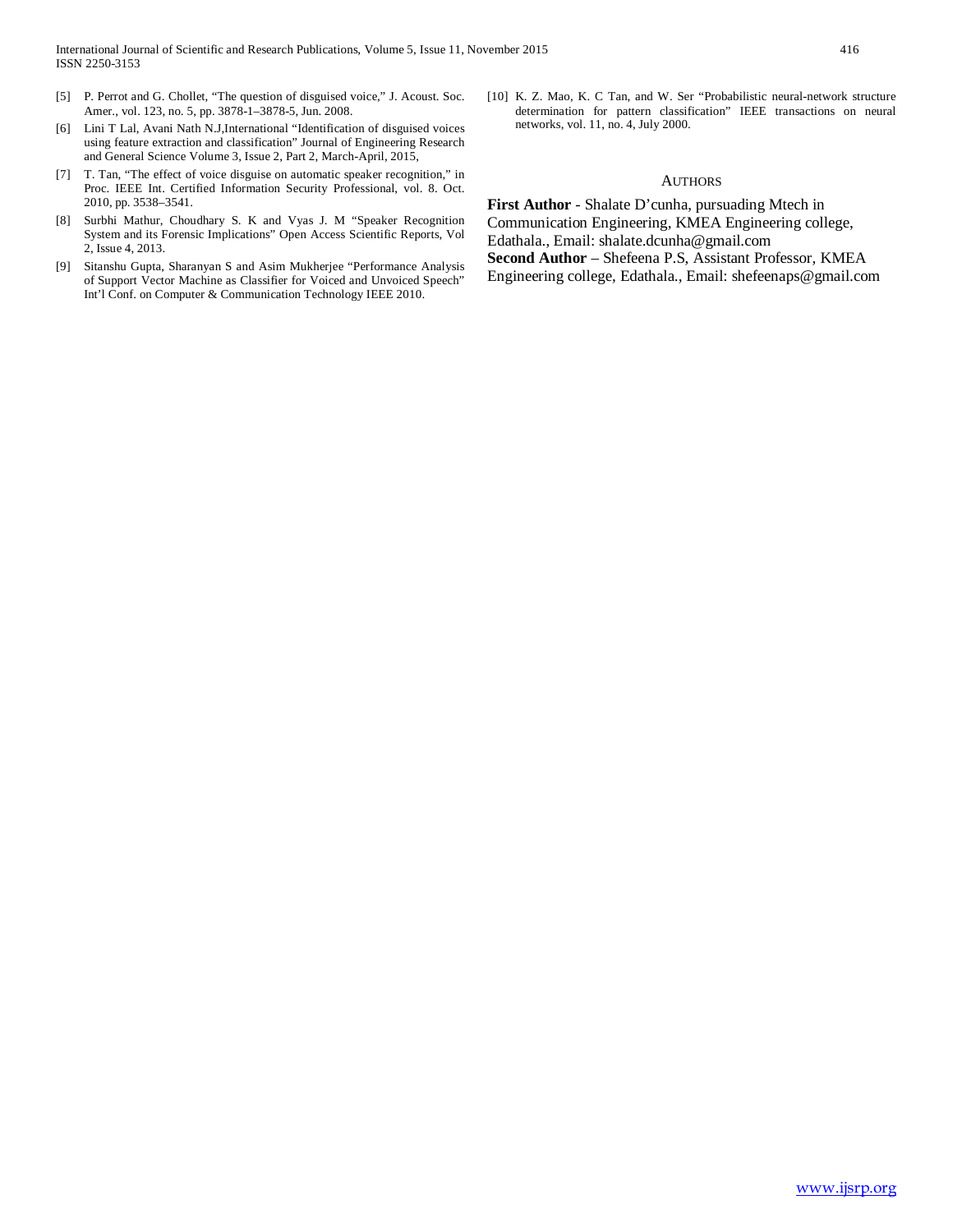[5] P. Perrot and G. Chollet, "The question of disguised voice," J. Acoust. Soc. Amer., vol. 123, no. 5, pp. 3878-1–3878-5, Jun. 2008.

[6] Lini T Lal, Avani Nath N.J,International "Identification of disguised voices using feature extraction and classification" Journal of Engineering Research and General Science Volume 3, Issue 2, Part 2, March-April, 2015,

[7] T. Tan, "The effect of voice disguise on automatic speaker recognition," in Proc. IEEE Int. Certified Information Security Professional, vol. 8. Oct. 2010, pp. 3538–3541.

[8] Surbhi Mathur, Choudhary S. K and Vyas J. M "Speaker Recognition System and its Forensic Implications" Open Access Scientific Reports, Vol 2, Issue 4, 2013.

[9] Sitanshu Gupta, Sharanyan S and Asim Mukherjee "Performance Analysis of Support Vector Machine as Classifier for Voiced and Unvoiced Speech" Int'l Conf. on Computer & Communication Technology IEEE 2010.

[10] K. Z. Mao, K. C Tan, and W. Ser "Probabilistic neural-network structure determination for pattern classification" IEEE transactions on neural networks, vol. 11, no. 4, July 2000.

## Authors

**First Author** - Shalate D'cunha, pursuading Mtech in Communication Engineering, KMEA Engineering college, Edathala., Email: shalate.dcunha@gmail.com

**Second Author** – Shefeena P.S, Assistant Professor, KMEA Engineering college, Edathala., Email: shefeenaps@gmail.com